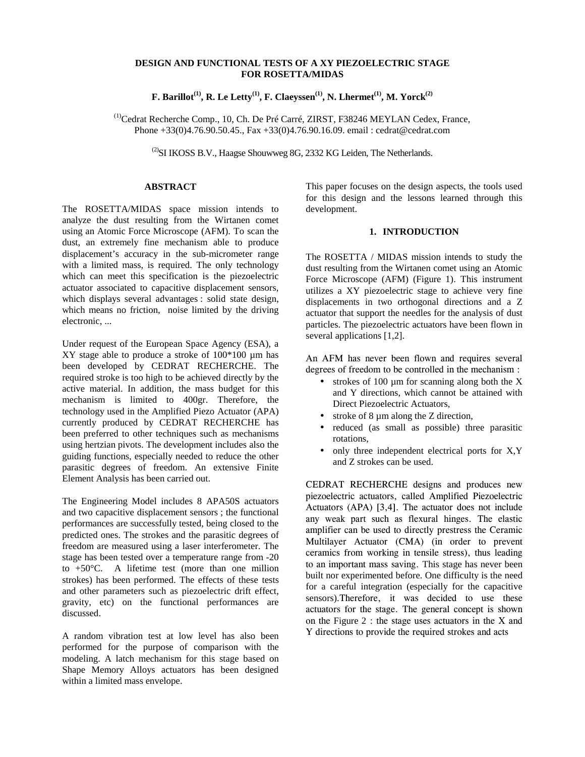# DESIGN AND FUNCTIONAL TESTS OF A XY PIEZOELECTRIC STAGE FOR ROSETTA/MIDAS

**F. Barillot[(1)], R. Le Letty[(1)], F. Claeyssen[(1)], N. Lhermet[(1)], M. Yorck[(2)]**

[(1)]Cedrat Recherche Comp., 10, Ch. De Pré Carré, ZIRST, F38246 MEYLAN Cedex, France, Phone +33(0)4.76.90.50.45., Fax +33(0)4.76.90.16.09. email : cedrat@cedrat.com

[(2)]SI IKOSS B.V., Haagse Shouwweg 8G, 2332 KG Leiden, The Netherlands.

## ABSTRACT

The ROSETTA/MIDAS space mission intends to analyze the dust resulting from the Wirtanen comet using an Atomic Force Microscope (AFM). To scan the dust, an extremely fine mechanism able to produce displacement's accuracy in the sub-micrometer range with a limited mass, is required. The only technology which can meet this specification is the piezoelectric actuator associated to capacitive displacement sensors, which displays several advantages : solid state design, which means no friction, noise limited by the driving electronic, ...

Under request of the European Space Agency (ESA), a XY stage able to produce a stroke of 100*100 µm has been developed by CEDRAT RECHERCHE. The required stroke is too high to be achieved directly by the active material. In addition, the mass budget for this mechanism is limited to 400gr. Therefore, the technology used in the Amplified Piezo Actuator (APA) currently produced by CEDRAT RECHERCHE has been preferred to other techniques such as mechanisms using hertzian pivots. The development includes also the guiding functions, especially needed to reduce the other parasitic degrees of freedom. An extensive Finite Element Analysis has been carried out.

The Engineering Model includes 8 APA50S actuators and two capacitive displacement sensors ; the functional performances are successfully tested, being closed to the predicted ones. The strokes and the parasitic degrees of freedom are measured using a laser interferometer. The stage has been tested over a temperature range from -20 to +50°C. A lifetime test (more than one million strokes) has been performed. The effects of these tests and other parameters such as piezoelectric drift effect, gravity, etc) on the functional performances are discussed.

A random vibration test at low level has also been performed for the purpose of comparison with the modeling. A latch mechanism for this stage based on Shape Memory Alloys actuators has been designed within a limited mass envelope.

This paper focuses on the design aspects, the tools used for this design and the lessons learned through this development.

## 1. INTRODUCTION

The ROSETTA / MIDAS mission intends to study the dust resulting from the Wirtanen comet using an Atomic Force Microscope (AFM) (Figure 1). This instrument utilizes a XY piezoelectric stage to achieve very fine displacements in two orthogonal directions and a Z actuator that support the needles for the analysis of dust particles. The piezoelectric actuators have been flown in several applications [1,2].

An AFM has never been flown and requires several degrees of freedom to be controlled in the mechanism :

- strokes of 100 µm for scanning along both the X and Y directions, which cannot be attained with Direct Piezoelectric Actuators,
- stroke of 8 µm along the Z direction,
- reduced (as small as possible) three parasitic rotations,
- only three independent electrical ports for X,Y and Z strokes can be used.

CEDRAT RECHERCHE designs and produces new piezoelectric actuators, called Amplified Piezoelectric Actuators (APA) [3,4]. The actuator does not include any weak part such as flexural hinges. The elastic amplifier can be used to directly prestress the Ceramic Multilayer Actuator (CMA) (in order to prevent ceramics from working in tensile stress), thus leading to an important mass saving. This stage has never been built nor experimented before. One difficulty is the need for a careful integration (especially for the capacitive sensors).Therefore, it was decided to use these actuators for the stage. The general concept is shown on the Figure 2 : the stage uses actuators in the X and Y directions to provide the required strokes and acts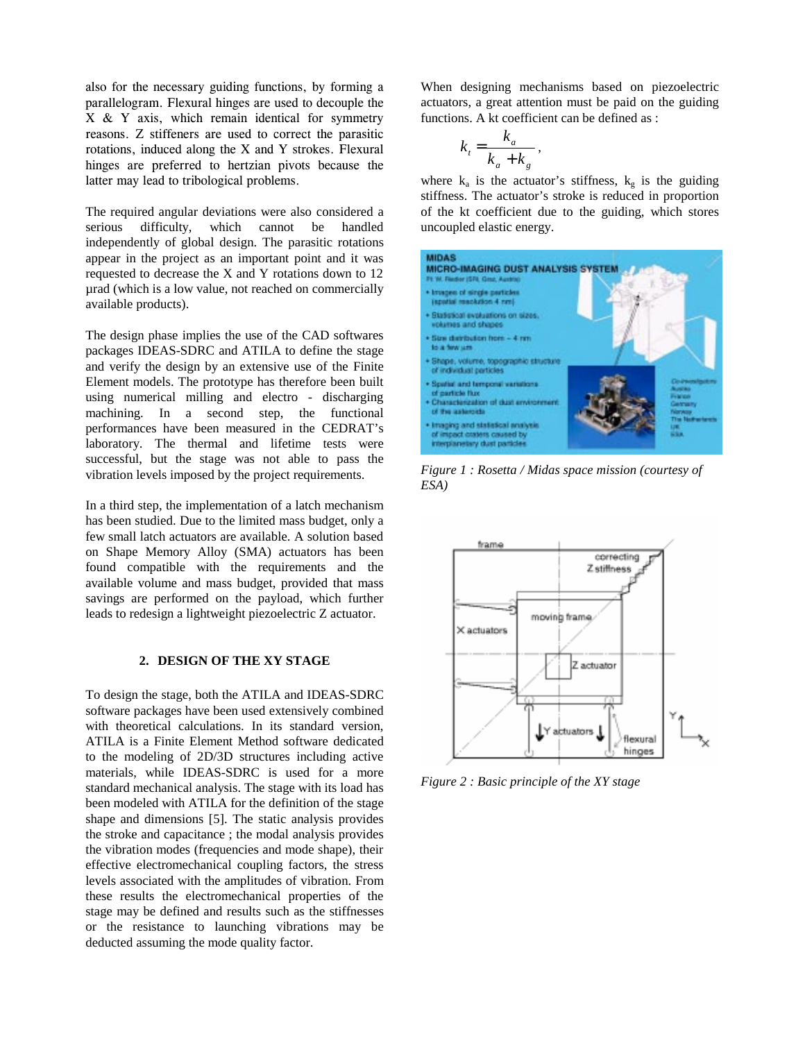also for the necessary guiding functions, by forming a parallelogram. Flexural hinges are used to decouple the X & Y axis, which remain identical for symmetry reasons. Z stiffeners are used to correct the parasitic rotations, induced along the X and Y strokes. Flexural hinges are preferred to hertzian pivots because the latter may lead to tribological problems.

The required angular deviations were also considered a serious difficulty, which cannot be handled independently of global design. The parasitic rotations appear in the project as an important point and it was requested to decrease the X and Y rotations down to 12 µrad (which is a low value, not reached on commercially available products).

The design phase implies the use of the CAD softwares packages IDEAS-SDRC and ATILA to define the stage and verify the design by an extensive use of the Finite Element models. The prototype has therefore been built using numerical milling and electro - discharging machining. In a second step, the functional performances have been measured in the CEDRAT's laboratory. The thermal and lifetime tests were successful, but the stage was not able to pass the vibration levels imposed by the project requirements.

In a third step, the implementation of a latch mechanism has been studied. Due to the limited mass budget, only a few small latch actuators are available. A solution based on Shape Memory Alloy (SMA) actuators has been found compatible with the requirements and the available volume and mass budget, provided that mass savings are performed on the payload, which further leads to redesign a lightweight piezoelectric Z actuator.

## 2. DESIGN OF THE XY STAGE

To design the stage, both the ATILA and IDEAS-SDRC software packages have been used extensively combined with theoretical calculations. In its standard version, ATILA is a Finite Element Method software dedicated to the modeling of 2D/3D structures including active materials, while IDEAS-SDRC is used for a more standard mechanical analysis. The stage with its load has been modeled with ATILA for the definition of the stage shape and dimensions [5]. The static analysis provides the stroke and capacitance ; the modal analysis provides the vibration modes (frequencies and mode shape), their effective electromechanical coupling factors, the stress levels associated with the amplitudes of vibration. From these results the electromechanical properties of the stage may be defined and results such as the stiffnesses or the resistance to launching vibrations may be deducted assuming the mode quality factor.

When designing mechanisms based on piezoelectric actuators, a great attention must be paid on the guiding functions. A kt coefficient can be defined as :

$$k_t = \frac{k_a}{k_a + k_g},$$

where $k_a$ is the actuator's stiffness, $k_g$ is the guiding stiffness. The actuator's stroke is reduced in proportion of the kt coefficient due to the guiding, which stores uncoupled elastic energy.

*Figure 1 : Rosetta / Midas space mission (courtesy of ESA)*

*Figure 2 : Basic principle of the XY stage*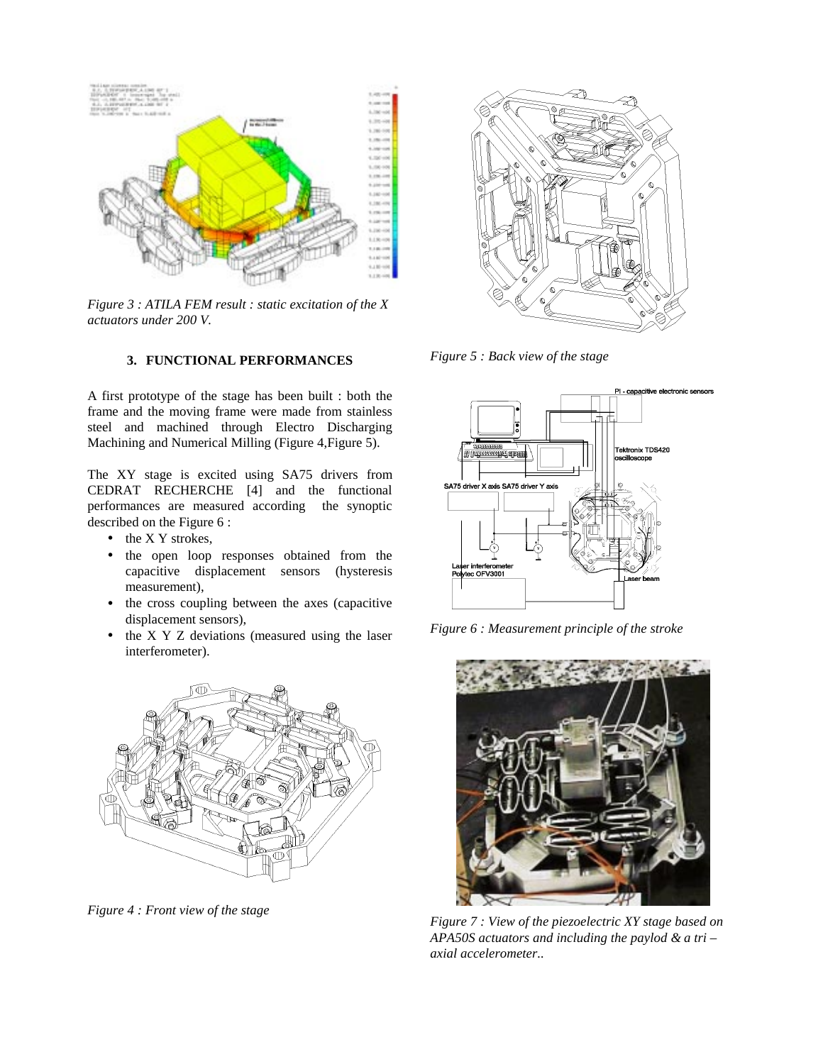*Figure 3 : ATILA FEM result : static excitation of the X actuators under 200 V.*

*Figure 5 : Back view of the stage*

## 3. FUNCTIONAL PERFORMANCES

A first prototype of the stage has been built : both the frame and the moving frame were made from stainless steel and machined through Electro Discharging Machining and Numerical Milling (Figure 4,Figure 5).

The XY stage is excited using SA75 drivers from CEDRAT RECHERCHE [4] and the functional performances are measured according the synoptic described on the Figure 6 :

- the X Y strokes,
- the open loop responses obtained from the capacitive displacement sensors (hysteresis measurement),
- the cross coupling between the axes (capacitive displacement sensors),
- the X Y Z deviations (measured using the laser interferometer).

*Figure 6 : Measurement principle of the stroke*

*Figure 4 : Front view of the stage*

*Figure 7 : View of the piezoelectric XY stage based on APA50S actuators and including the paylod & a tri – axial accelerometer..*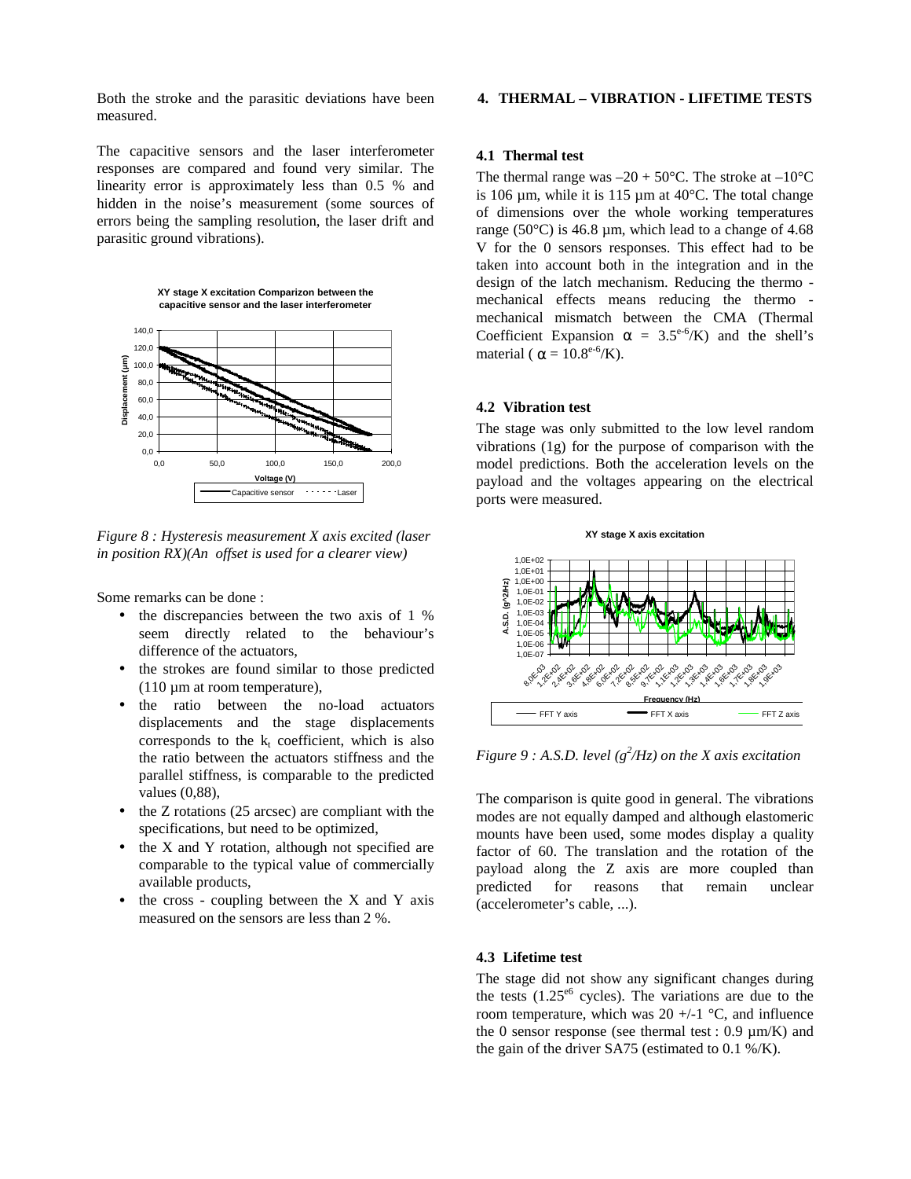Both the stroke and the parasitic deviations have been measured.

The capacitive sensors and the laser interferometer responses are compared and found very similar. The linearity error is approximately less than 0.5 % and hidden in the noise's measurement (some sources of errors being the sampling resolution, the laser drift and parasitic ground vibrations).

*Figure 8 : Hysteresis measurement X axis excited (laser in position RX)(An offset is used for a clearer view)*

Some remarks can be done :

- the discrepancies between the two axis of 1 % seem directly related to the behaviour's difference of the actuators,
- the strokes are found similar to those predicted (110 µm at room temperature),
- the ratio between the no-load actuators displacements and the stage displacements corresponds to the $k_t$ coefficient, which is also the ratio between the actuators stiffness and the parallel stiffness, is comparable to the predicted values (0,88),
- the Z rotations (25 arcsec) are compliant with the specifications, but need to be optimized,
- the X and Y rotation, although not specified are comparable to the typical value of commercially available products,
- the cross - coupling between the X and Y axis measured on the sensors are less than 2 %.

## 4. THERMAL – VIBRATION - LIFETIME TESTS

### 4.1 Thermal test

The thermal range was –20 + 50°C. The stroke at –10°C is 106 µm, while it is 115 µm at 40°C. The total change of dimensions over the whole working temperatures range (50°C) is 46.8 µm, which lead to a change of 4.68 V for the 0 sensors responses. This effect had to be taken into account both in the integration and in the design of the latch mechanism. Reducing the thermo - mechanical effects means reducing the thermo - mechanical mismatch between the CMA (Thermal Coefficient Expansion $\alpha = 3.5^{e-6}/K$) and the shell's material ( $\alpha = 10.8^{e-6}/K$).

### 4.2 Vibration test

The stage was only submitted to the low level random vibrations (1g) for the purpose of comparison with the model predictions. Both the acceleration levels on the payload and the voltages appearing on the electrical ports were measured.

*Figure 9 : A.S.D. level ($g^2/Hz$) on the X axis excitation*

The comparison is quite good in general. The vibrations modes are not equally damped and although elastomeric mounts have been used, some modes display a quality factor of 60. The translation and the rotation of the payload along the Z axis are more coupled than predicted for reasons that remain unclear (accelerometer's cable, ...).

### 4.3 Lifetime test

The stage did not show any significant changes during the tests ($1.25^{e6}$ cycles). The variations are due to the room temperature, which was 20 +/-1 °C, and influence the 0 sensor response (see thermal test : 0.9 µm/K) and the gain of the driver SA75 (estimated to 0.1 %/K).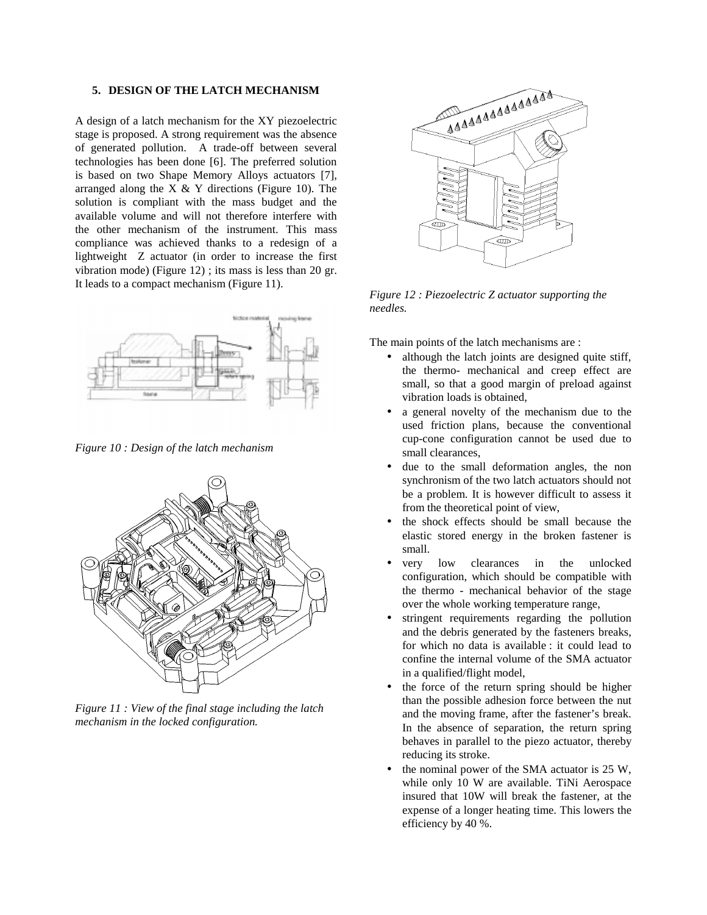### 5. DESIGN OF THE LATCH MECHANISM

A design of a latch mechanism for the XY piezoelectric stage is proposed. A strong requirement was the absence of generated pollution. A trade-off between several technologies has been done [6]. The preferred solution is based on two Shape Memory Alloys actuators [7], arranged along the X & Y directions (Figure 10). The solution is compliant with the mass budget and the available volume and will not therefore interfere with the other mechanism of the instrument. This mass compliance was achieved thanks to a redesign of a lightweight Z actuator (in order to increase the first vibration mode) (Figure 12) ; its mass is less than 20 gr. It leads to a compact mechanism (Figure 11).

*Figure 10 : Design of the latch mechanism*

*Figure 11 : View of the final stage including the latch mechanism in the locked configuration.*

*Figure 12 : Piezoelectric Z actuator supporting the needles.*

The main points of the latch mechanisms are :

- although the latch joints are designed quite stiff, the thermo- mechanical and creep effect are small, so that a good margin of preload against vibration loads is obtained,
- a general novelty of the mechanism due to the used friction plans, because the conventional cup-cone configuration cannot be used due to small clearances,
- due to the small deformation angles, the non synchronism of the two latch actuators should not be a problem. It is however difficult to assess it from the theoretical point of view,
- the shock effects should be small because the elastic stored energy in the broken fastener is small.
- very low clearances in the unlocked configuration, which should be compatible with the thermo - mechanical behavior of the stage over the whole working temperature range,
- stringent requirements regarding the pollution and the debris generated by the fasteners breaks, for which no data is available : it could lead to confine the internal volume of the SMA actuator in a qualified/flight model,
- the force of the return spring should be higher than the possible adhesion force between the nut and the moving frame, after the fastener's break. In the absence of separation, the return spring behaves in parallel to the piezo actuator, thereby reducing its stroke.
- the nominal power of the SMA actuator is 25 W, while only 10 W are available. TiNi Aerospace insured that 10W will break the fastener, at the expense of a longer heating time. This lowers the efficiency by 40 %.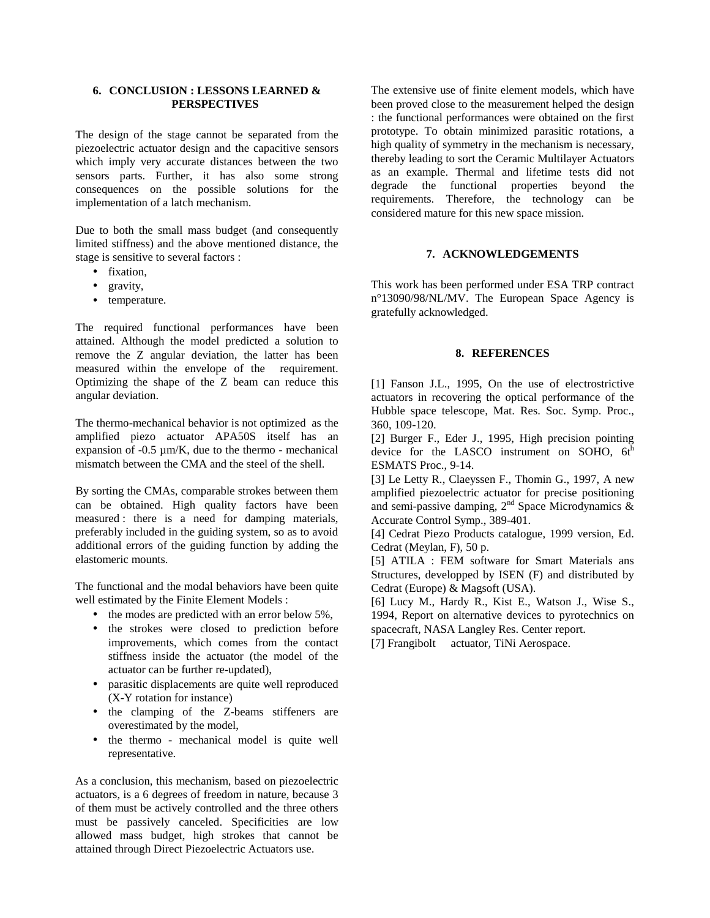## 6. CONCLUSION : LESSONS LEARNED & PERSPECTIVES

The design of the stage cannot be separated from the piezoelectric actuator design and the capacitive sensors which imply very accurate distances between the two sensors parts. Further, it has also some strong consequences on the possible solutions for the implementation of a latch mechanism.

Due to both the small mass budget (and consequently limited stiffness) and the above mentioned distance, the stage is sensitive to several factors :

- fixation,
- gravity,
- temperature.

The required functional performances have been attained. Although the model predicted a solution to remove the Z angular deviation, the latter has been measured within the envelope of the requirement. Optimizing the shape of the Z beam can reduce this angular deviation.

The thermo-mechanical behavior is not optimized as the amplified piezo actuator APA50S itself has an expansion of -0.5 µm/K, due to the thermo - mechanical mismatch between the CMA and the steel of the shell.

By sorting the CMAs, comparable strokes between them can be obtained. High quality factors have been measured : there is a need for damping materials, preferably included in the guiding system, so as to avoid additional errors of the guiding function by adding the elastomeric mounts.

The functional and the modal behaviors have been quite well estimated by the Finite Element Models :

- the modes are predicted with an error below 5%,
- the strokes were closed to prediction before improvements, which comes from the contact stiffness inside the actuator (the model of the actuator can be further re-updated),
- parasitic displacements are quite well reproduced (X-Y rotation for instance)
- the clamping of the Z-beams stiffeners are overestimated by the model,
- the thermo - mechanical model is quite well representative.

As a conclusion, this mechanism, based on piezoelectric actuators, is a 6 degrees of freedom in nature, because 3 of them must be actively controlled and the three others must be passively canceled. Specificities are low allowed mass budget, high strokes that cannot be attained through Direct Piezoelectric Actuators use.

The extensive use of finite element models, which have been proved close to the measurement helped the design : the functional performances were obtained on the first prototype. To obtain minimized parasitic rotations, a high quality of symmetry in the mechanism is necessary, thereby leading to sort the Ceramic Multilayer Actuators as an example. Thermal and lifetime tests did not degrade the functional properties beyond the requirements. Therefore, the technology can be considered mature for this new space mission.

## 7. ACKNOWLEDGEMENTS

This work has been performed under ESA TRP contract n°13090/98/NL/MV. The European Space Agency is gratefully acknowledged.

## 8. REFERENCES

[1] Fanson J.L., 1995, On the use of electrostrictive actuators in recovering the optical performance of the Hubble space telescope, Mat. Res. Soc. Symp. Proc., 360, 109-120.

[2] Burger F., Eder J., 1995, High precision pointing device for the LASCO instrument on SOHO, 6th ESMATS Proc., 9-14.

[3] Le Letty R., Claeyssen F., Thomin G., 1997, A new amplified piezoelectric actuator for precise positioning and semi-passive damping, 2nd Space Microdynamics & Accurate Control Symp., 389-401.

[4] Cedrat Piezo Products catalogue, 1999 version, Ed. Cedrat (Meylan, F), 50 p.

[5] ATILA : FEM software for Smart Materials ans Structures, developped by ISEN (F) and distributed by Cedrat (Europe) & Magsoft (USA).

[6] Lucy M., Hardy R., Kist E., Watson J., Wise S., 1994, Report on alternative devices to pyrotechnics on spacecraft, NASA Langley Res. Center report.

[7] Frangibolt actuator, TiNi Aerospace.